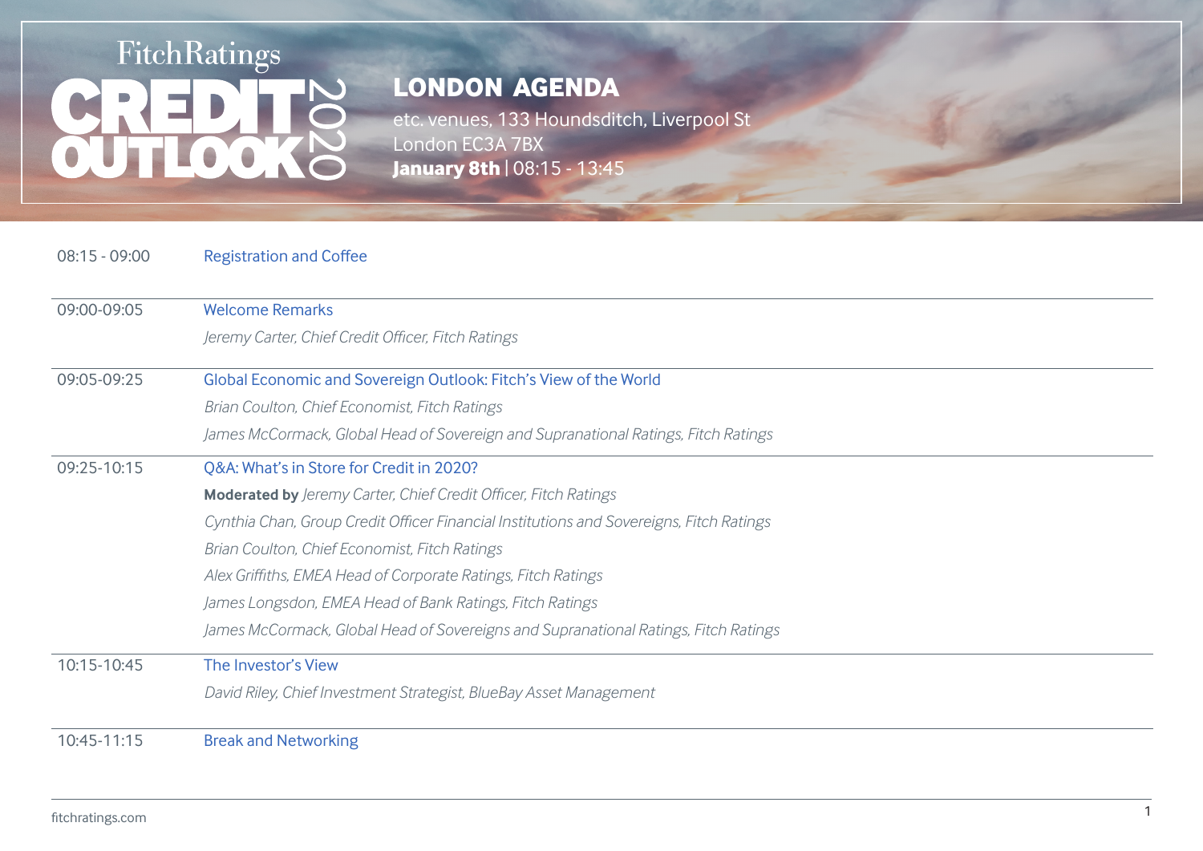FitchRatings

# CREDIT OUTLOOK 2020

## LONDON AGENDA

etc. venues, 133 Houndsditch, Liverpool St
London EC3A 7BX
**January 8th** | 08:15 - 13:45

| | |
|---|---|
| 08:15 - 09:00 | Registration and Coffee |
| 09:00-09:05 | Welcome Remarks<br>*Jeremy Carter, Chief Credit Officer, Fitch Ratings* |
| 09:05-09:25 | Global Economic and Sovereign Outlook: Fitch's View of the World<br>*Brian Coulton, Chief Economist, Fitch Ratings*<br>*James McCormack, Global Head of Sovereign and Supranational Ratings, Fitch Ratings* |
| 09:25-10:15 | Q&A: What's in Store for Credit in 2020?<br>**Moderated by** *Jeremy Carter, Chief Credit Officer, Fitch Ratings*<br>*Cynthia Chan, Group Credit Officer Financial Institutions and Sovereigns, Fitch Ratings*<br>*Brian Coulton, Chief Economist, Fitch Ratings*<br>*Alex Griffiths, EMEA Head of Corporate Ratings, Fitch Ratings*<br>*James Longsdon, EMEA Head of Bank Ratings, Fitch Ratings*<br>*James McCormack, Global Head of Sovereigns and Supranational Ratings, Fitch Ratings* |
| 10:15-10:45 | The Investor's View<br>*David Riley, Chief Investment Strategist, BlueBay Asset Management* |
| 10:45-11:15 | Break and Networking |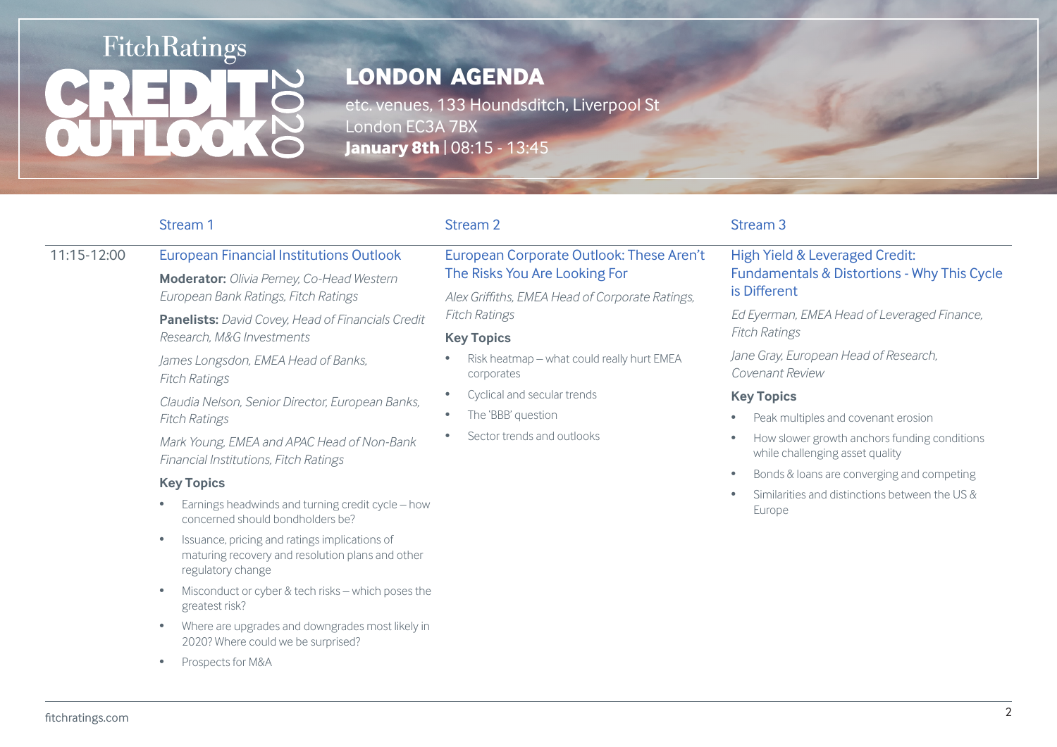FitchRatings

# CREDIT OUTLOOK 2020

## LONDON AGENDA

etc. venues, 133 Houndsditch, Liverpool St
London EC3A 7BX
**January 8th** | 08:15 - 13:45

**11:15-12:00**

### Stream 1

#### European Financial Institutions Outlook

**Moderator:** *Olivia Perney, Co-Head Western European Bank Ratings, Fitch Ratings*

**Panelists:** *David Covey, Head of Financials Credit Research, M&G Investments*

*James Longsdon, EMEA Head of Banks, Fitch Ratings*

*Claudia Nelson, Senior Director, European Banks, Fitch Ratings*

*Mark Young, EMEA and APAC Head of Non-Bank Financial Institutions, Fitch Ratings*

**Key Topics**

- Earnings headwinds and turning credit cycle – how concerned should bondholders be?
- Issuance, pricing and ratings implications of maturing recovery and resolution plans and other regulatory change
- Misconduct or cyber & tech risks – which poses the greatest risk?
- Where are upgrades and downgrades most likely in 2020? Where could we be surprised?
- Prospects for M&A

### Stream 2

#### European Corporate Outlook: These Aren't The Risks You Are Looking For

*Alex Griffiths, EMEA Head of Corporate Ratings, Fitch Ratings*

**Key Topics**

- Risk heatmap – what could really hurt EMEA corporates
- Cyclical and secular trends
- The 'BBB' question
- Sector trends and outlooks

### Stream 3

#### High Yield & Leveraged Credit: Fundamentals & Distortions - Why This Cycle is Different

*Ed Eyerman, EMEA Head of Leveraged Finance, Fitch Ratings*

*Jane Gray, European Head of Research, Covenant Review*

**Key Topics**

- Peak multiples and covenant erosion
- How slower growth anchors funding conditions while challenging asset quality
- Bonds & loans are converging and competing
- Similarities and distinctions between the US & Europe

fitchratings.com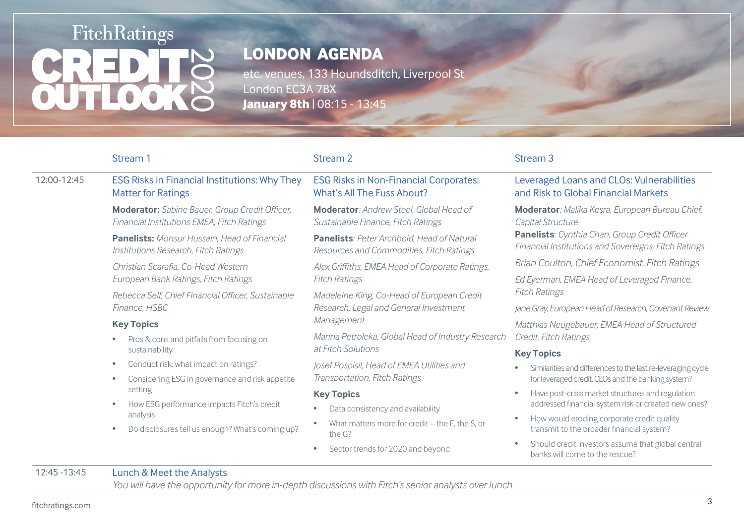FitchRatings

# CREDIT OUTLOOK 2020

## LONDON AGENDA

etc. venues, 133 Houndsditch, Liverpool St
London EC3A 7BX
**January 8th** | 08:15 - 13:45

### 12:00-12:45

#### Stream 1

**ESG Risks in Financial Institutions: Why They Matter for Ratings**

**Moderator:** *Sabine Bauer, Group Credit Officer, Financial Institutions EMEA, Fitch Ratings*

**Panelists:** *Monsur Hussain, Head of Financial Institutions Research, Fitch Ratings*

*Christian Scarafia, Co-Head Western European Bank Ratings, Fitch Ratings*

*Rebecca Self, Chief Financial Officer, Sustainable Finance, HSBC*

**Key Topics**

- Pros & cons and pitfalls from focusing on sustainability
- Conduct risk: what impact on ratings?
- Considering ESG in governance and risk appetite setting
- How ESG performance impacts Fitch's credit analysis
- Do disclosures tell us enough? What's coming up?

#### Stream 2

**ESG Risks in Non-Financial Corporates: What's All The Fuss About?**

**Moderator**: *Andrew Steel, Global Head of Sustainable Finance, Fitch Ratings*

**Panelists**: *Peter Archbold, Head of Natural Resources and Commodities, Fitch Ratings*

*Alex Griffiths, EMEA Head of Corporate Ratings, Fitch Ratings*

*Madeleine King, Co-Head of European Credit Research, Legal and General Investment Management*

*Marina Petroleka, Global Head of Industry Research at Fitch Solutions*

*Josef Pospisil, Head of EMEA Utilities and Transportation, Fitch Ratings*

**Key Topics**

- Data consistency and availability
- What matters more for credit – the E, the S, or the G?
- Sector trends for 2020 and beyond

#### Stream 3

**Leveraged Loans and CLOs: Vulnerabilities and Risk to Global Financial Markets**

**Moderator**: *Malika Kesra, European Bureau Chief, Capital Structure*

**Panelists**: *Cynthia Chan, Group Credit Officer Financial Institutions and Sovereigns, Fitch Ratings*

*Brian Coulton, Chief Economist, Fitch Ratings*

*Ed Eyerman, EMEA Head of Leveraged Finance, Fitch Ratings*

*Jane Gray, European Head of Research, Covenant Review*

*Matthias Neugebauer, EMEA Head of Structured Credit, Fitch Ratings*

**Key Topics**

- Similarities and differences to the last re-leveraging cycle for leveraged credit, CLOs and the banking system?
- Have post-crisis market structures and regulation addressed financial system risk or created new ones?
- How would eroding corporate credit quality transmit to the broader financial system?
- Should credit investors assume that global central banks will come to the rescue?

### 12:45 -13:45

**Lunch & Meet the Analysts**

*You will have the opportunity for more in-depth discussions with Fitch's senior analysts over lunch*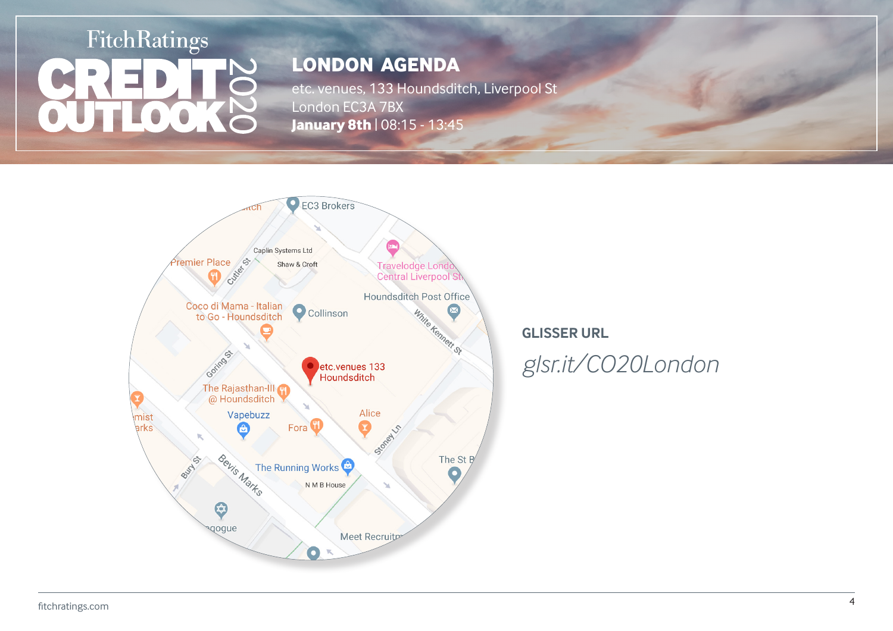FitchRatings

# CREDIT OUTLOOK 2020

## LONDON AGENDA

etc. venues, 133 Houndsditch, Liverpool St
London EC3A 7BX
**January 8th** | 08:15 - 13:45

### GLISSER URL

*glsr.it/CO20London*